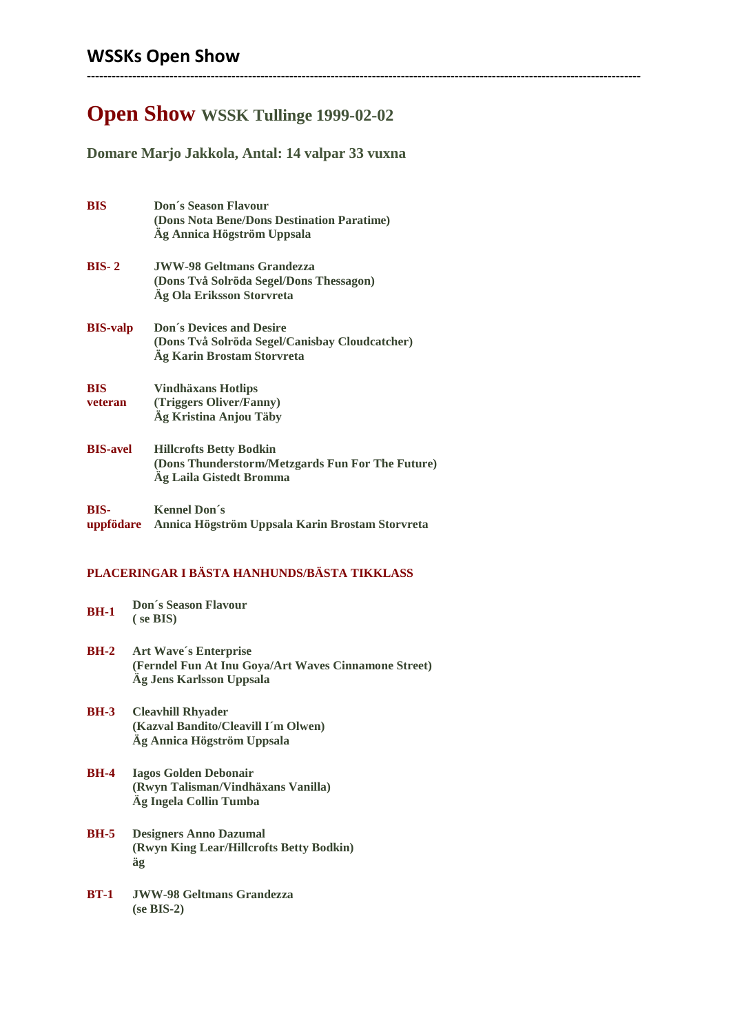# WSSKs Open Show

---

## Open Show WSSK Tullinge 1999-02-02

### Domare Marjo Jakkola, Antal: 14 valpar 33 vuxna

| | |
|---|---|
| **BIS** | **Don´s Season Flavour**<br>**(Dons Nota Bene/Dons Destination Paratime)**<br>**Äg Annica Högström Uppsala** |
| **BIS- 2** | **JWW-98 Geltmans Grandezza**<br>**(Dons Två Solröda Segel/Dons Thessagon)**<br>**Äg Ola Eriksson Storvreta** |
| **BIS-valp** | **Don´s Devices and Desire**<br>**(Dons Två Solröda Segel/Canisbay Cloudcatcher)**<br>**Äg Karin Brostam Storvreta** |
| **BIS veteran** | **Vindhäxans Hotlips**<br>**(Triggers Oliver/Fanny)**<br>**Äg Kristina Anjou Täby** |
| **BIS-avel** | **Hillcrofts Betty Bodkin**<br>**(Dons Thunderstorm/Metzgards Fun For The Future)**<br>**Äg Laila Gistedt Bromma** |
| **BIS-uppfödare** | **Kennel Don´s**<br>**Annica Högström Uppsala Karin Brostam Storvreta** |

### PLACERINGAR I BÄSTA HANHUNDS/BÄSTA TIKKLASS

| | |
|---|---|
| **BH-1** | **Don´s Season Flavour**<br>**( se BIS)** |
| **BH-2** | **Art Wave´s Enterprise**<br>**(Ferndel Fun At Inu Goya/Art Waves Cinnamone Street)**<br>**Äg Jens Karlsson Uppsala** |
| **BH-3** | **Cleavhill Rhyader**<br>**(Kazval Bandito/Cleavill I´m Olwen)**<br>**Äg Annica Högström Uppsala** |
| **BH-4** | **Iagos Golden Debonair**<br>**(Rwyn Talisman/Vindhäxans Vanilla)**<br>**Äg Ingela Collin Tumba** |
| **BH-5** | **Designers Anno Dazumal**<br>**(Rwyn King Lear/Hillcrofts Betty Bodkin)**<br>**äg** |
| **BT-1** | **JWW-98 Geltmans Grandezza**<br>**(se BIS-2)** |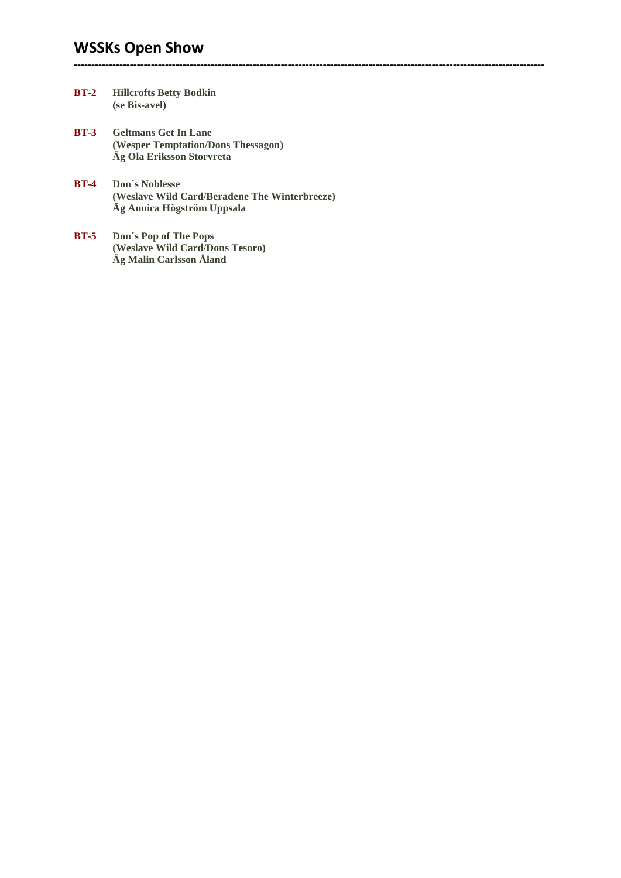**BT-2** **Hillcrofts Betty Bodkin**
**(se Bis-avel)**

**BT-3** **Geltmans Get In Lane**
**(Wesper Temptation/Dons Thessagon)**
**Äg Ola Eriksson Storvreta**

**BT-4** **Don´s Noblesse**
**(Weslave Wild Card/Beradene The Winterbreeze)**
**Äg Annica Högström Uppsala**

**BT-5** **Don´s Pop of The Pops**
**(Weslave Wild Card/Dons Tesoro)**
**Äg Malin Carlsson Åland**